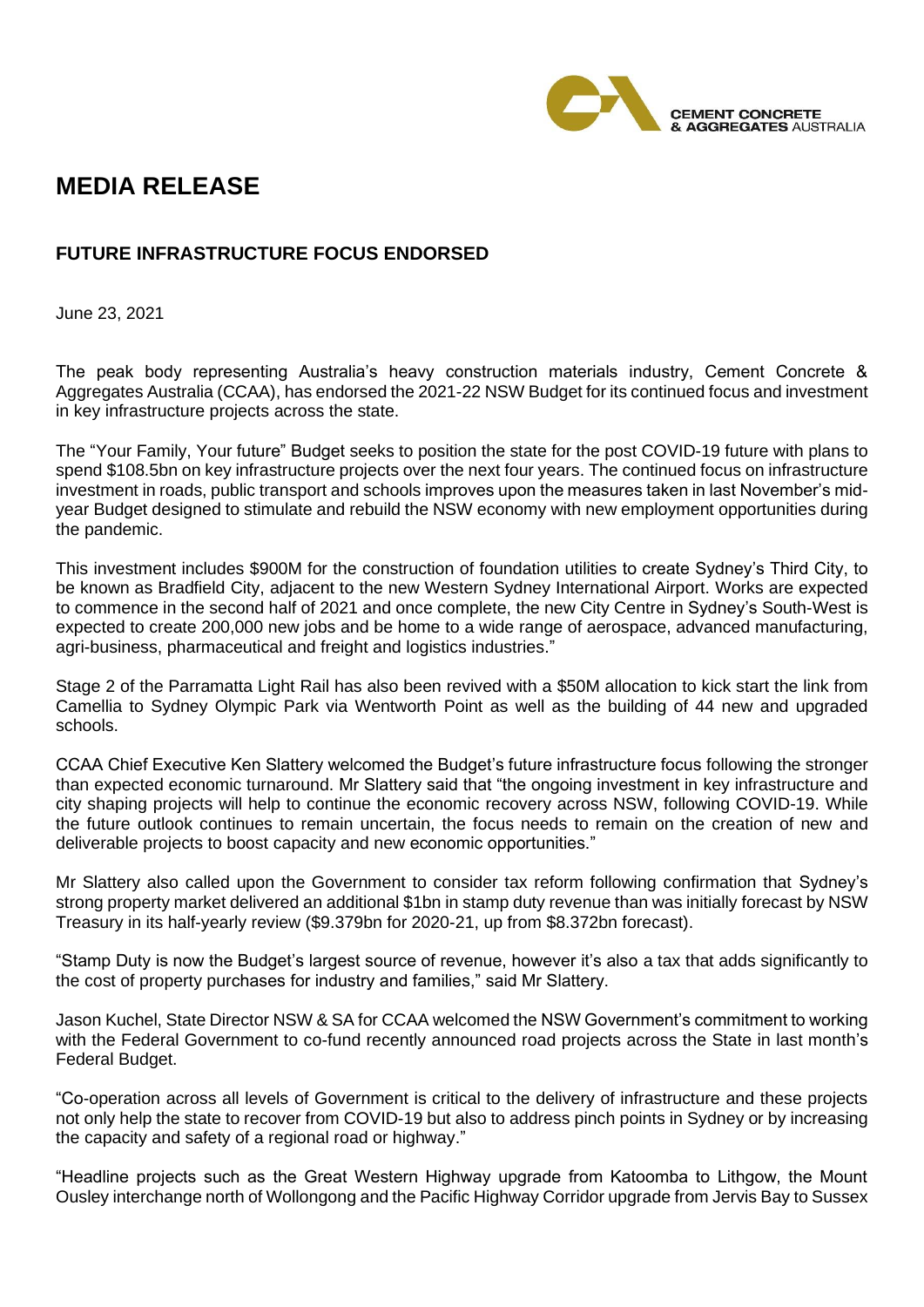CEMENT CONCRETE & AGGREGATES AUSTRALIA

# MEDIA RELEASE

## FUTURE INFRASTRUCTURE FOCUS ENDORSED

June 23, 2021

The peak body representing Australia's heavy construction materials industry, Cement Concrete & Aggregates Australia (CCAA), has endorsed the 2021-22 NSW Budget for its continued focus and investment in key infrastructure projects across the state.

The "Your Family, Your future" Budget seeks to position the state for the post COVID-19 future with plans to spend $108.5bn on key infrastructure projects over the next four years. The continued focus on infrastructure investment in roads, public transport and schools improves upon the measures taken in last November's mid-year Budget designed to stimulate and rebuild the NSW economy with new employment opportunities during the pandemic.

This investment includes $900M for the construction of foundation utilities to create Sydney's Third City, to be known as Bradfield City, adjacent to the new Western Sydney International Airport. Works are expected to commence in the second half of 2021 and once complete, the new City Centre in Sydney's South-West is expected to create 200,000 new jobs and be home to a wide range of aerospace, advanced manufacturing, agri-business, pharmaceutical and freight and logistics industries."

Stage 2 of the Parramatta Light Rail has also been revived with a $50M allocation to kick start the link from Camellia to Sydney Olympic Park via Wentworth Point as well as the building of 44 new and upgraded schools.

CCAA Chief Executive Ken Slattery welcomed the Budget's future infrastructure focus following the stronger than expected economic turnaround. Mr Slattery said that "the ongoing investment in key infrastructure and city shaping projects will help to continue the economic recovery across NSW, following COVID-19. While the future outlook continues to remain uncertain, the focus needs to remain on the creation of new and deliverable projects to boost capacity and new economic opportunities."

Mr Slattery also called upon the Government to consider tax reform following confirmation that Sydney's strong property market delivered an additional $1bn in stamp duty revenue than was initially forecast by NSW Treasury in its half-yearly review ($9.379bn for 2020-21, up from $8.372bn forecast).

"Stamp Duty is now the Budget's largest source of revenue, however it's also a tax that adds significantly to the cost of property purchases for industry and families," said Mr Slattery.

Jason Kuchel, State Director NSW & SA for CCAA welcomed the NSW Government's commitment to working with the Federal Government to co-fund recently announced road projects across the State in last month's Federal Budget.

"Co-operation across all levels of Government is critical to the delivery of infrastructure and these projects not only help the state to recover from COVID-19 but also to address pinch points in Sydney or by increasing the capacity and safety of a regional road or highway."

"Headline projects such as the Great Western Highway upgrade from Katoomba to Lithgow, the Mount Ousley interchange north of Wollongong and the Pacific Highway Corridor upgrade from Jervis Bay to Sussex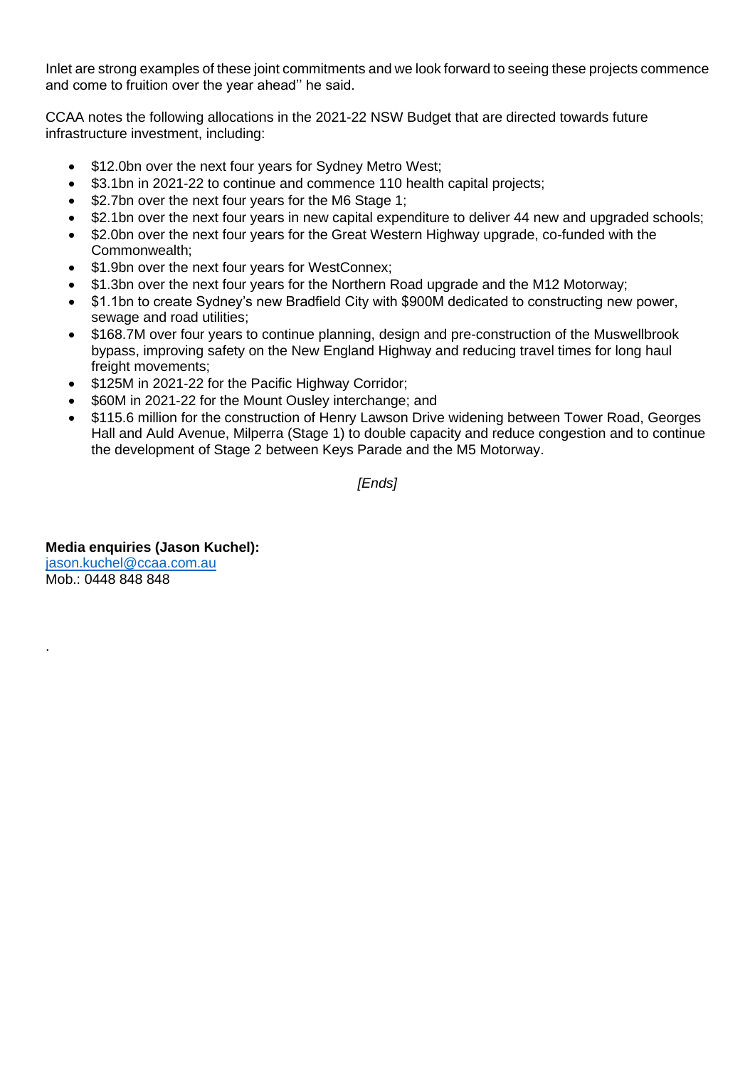Inlet are strong examples of these joint commitments and we look forward to seeing these projects commence and come to fruition over the year ahead'' he said.

CCAA notes the following allocations in the 2021-22 NSW Budget that are directed towards future infrastructure investment, including:

- $12.0bn over the next four years for Sydney Metro West;
- $3.1bn in 2021-22 to continue and commence 110 health capital projects;
- $2.7bn over the next four years for the M6 Stage 1;
- $2.1bn over the next four years in new capital expenditure to deliver 44 new and upgraded schools;
- $2.0bn over the next four years for the Great Western Highway upgrade, co-funded with the Commonwealth;
- $1.9bn over the next four years for WestConnex;
- $1.3bn over the next four years for the Northern Road upgrade and the M12 Motorway;
- $1.1bn to create Sydney's new Bradfield City with $900M dedicated to constructing new power, sewage and road utilities;
- $168.7M over four years to continue planning, design and pre-construction of the Muswellbrook bypass, improving safety on the New England Highway and reducing travel times for long haul freight movements;
- $125M in 2021-22 for the Pacific Highway Corridor;
- $60M in 2021-22 for the Mount Ousley interchange; and
- $115.6 million for the construction of Henry Lawson Drive widening between Tower Road, Georges Hall and Auld Avenue, Milperra (Stage 1) to double capacity and reduce congestion and to continue the development of Stage 2 between Keys Parade and the M5 Motorway.

*[Ends]*

**Media enquiries (Jason Kuchel):**
jason.kuchel@ccaa.com.au
Mob.: 0448 848 848

.